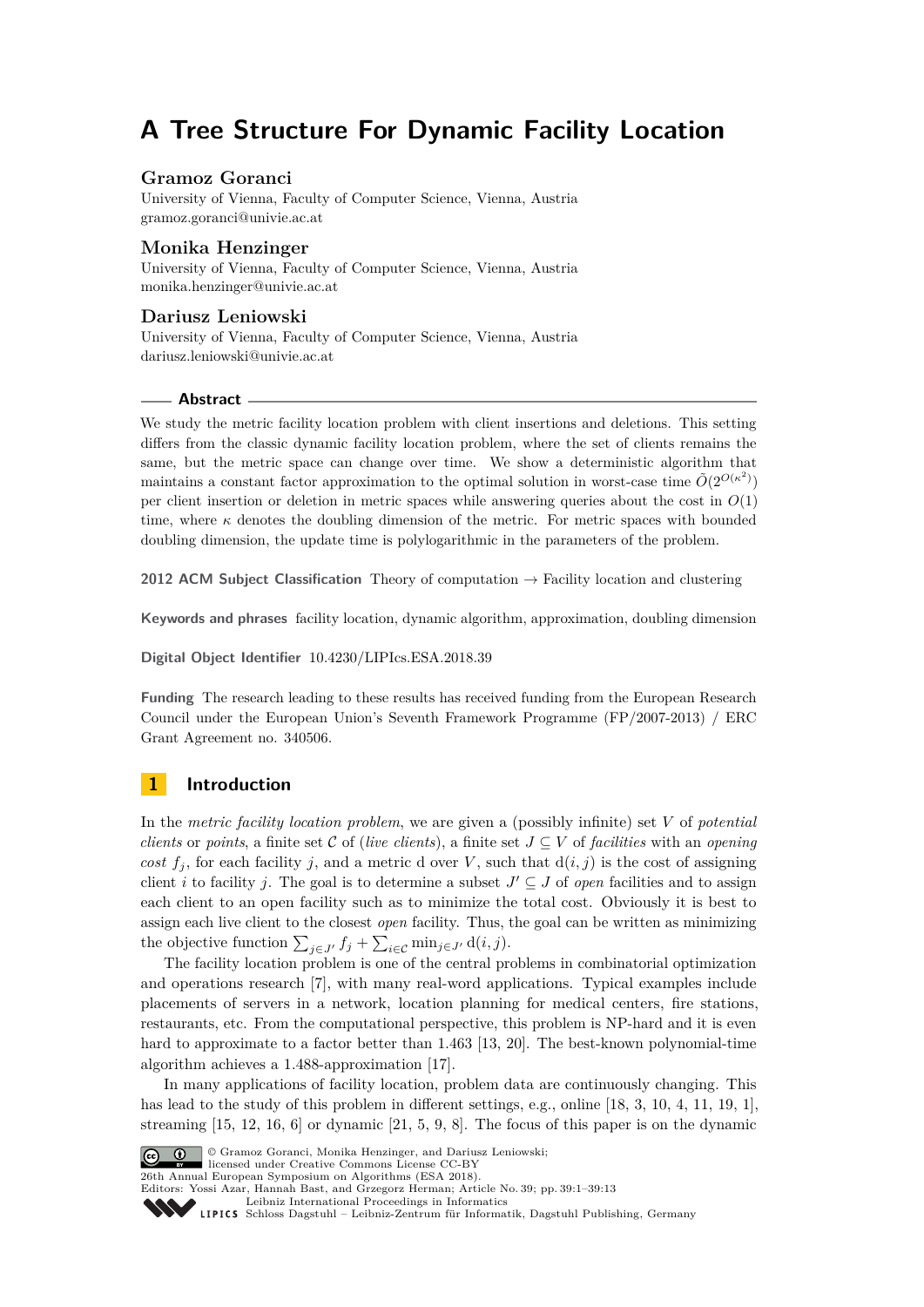# A Tree Structure For Dynamic Facility Location

**Gramoz Goranci**
University of Vienna, Faculty of Computer Science, Vienna, Austria
gramoz.goranci@univie.ac.at

**Monika Henzinger**
University of Vienna, Faculty of Computer Science, Vienna, Austria
monika.henzinger@univie.ac.at

**Dariusz Leniowski**
University of Vienna, Faculty of Computer Science, Vienna, Austria
dariusz.leniowski@univie.ac.at

## Abstract

We study the metric facility location problem with client insertions and deletions. This setting differs from the classic dynamic facility location problem, where the set of clients remains the same, but the metric space can change over time. We show a deterministic algorithm that maintains a constant factor approximation to the optimal solution in worst-case time $\tilde{O}(2^{O(\kappa^2)})$ per client insertion or deletion in metric spaces while answering queries about the cost in $O(1)$ time, where $\kappa$ denotes the doubling dimension of the metric. For metric spaces with bounded doubling dimension, the update time is polylogarithmic in the parameters of the problem.

**2012 ACM Subject Classification** Theory of computation → Facility location and clustering

**Keywords and phrases** facility location, dynamic algorithm, approximation, doubling dimension

**Digital Object Identifier** 10.4230/LIPIcs.ESA.2018.39

**Funding** The research leading to these results has received funding from the European Research Council under the European Union's Seventh Framework Programme (FP/2007-2013) / ERC Grant Agreement no. 340506.

## 1 Introduction

In the *metric facility location problem*, we are given a (possibly infinite) set $V$ of *potential clients* or *points*, a finite set $\mathcal{C}$ of (*live clients*), a finite set $J \subseteq V$ of *facilities* with an *opening cost* $f_j$, for each facility $j$, and a metric d over $V$, such that $\mathrm{d}(i, j)$ is the cost of assigning client $i$ to facility $j$. The goal is to determine a subset $J' \subseteq J$ of *open* facilities and to assign each client to an open facility such as to minimize the total cost. Obviously it is best to assign each live client to the closest *open* facility. Thus, the goal can be written as minimizing the objective function $\sum_{j \in J'} f_j + \sum_{i \in \mathcal{C}} \min_{j \in J'} \mathrm{d}(i, j)$.

The facility location problem is one of the central problems in combinatorial optimization and operations research [7], with many real-word applications. Typical examples include placements of servers in a network, location planning for medical centers, fire stations, restaurants, etc. From the computational perspective, this problem is NP-hard and it is even hard to approximate to a factor better than 1.463 [13, 20]. The best-known polynomial-time algorithm achieves a 1.488-approximation [17].

In many applications of facility location, problem data are continuously changing. This has lead to the study of this problem in different settings, e.g., online [18, 3, 10, 4, 11, 19, 1], streaming [15, 12, 16, 6] or dynamic [21, 5, 9, 8]. The focus of this paper is on the dynamic

© Gramoz Goranci, Monika Henzinger, and Dariusz Leniowski;
licensed under Creative Commons License CC-BY
26th Annual European Symposium on Algorithms (ESA 2018).
Editors: Yossi Azar, Hannah Bast, and Grzegorz Herman; Article No. 39; pp. 39:1–39:13
Leibniz International Proceedings in Informatics
Schloss Dagstuhl – Leibniz-Zentrum für Informatik, Dagstuhl Publishing, Germany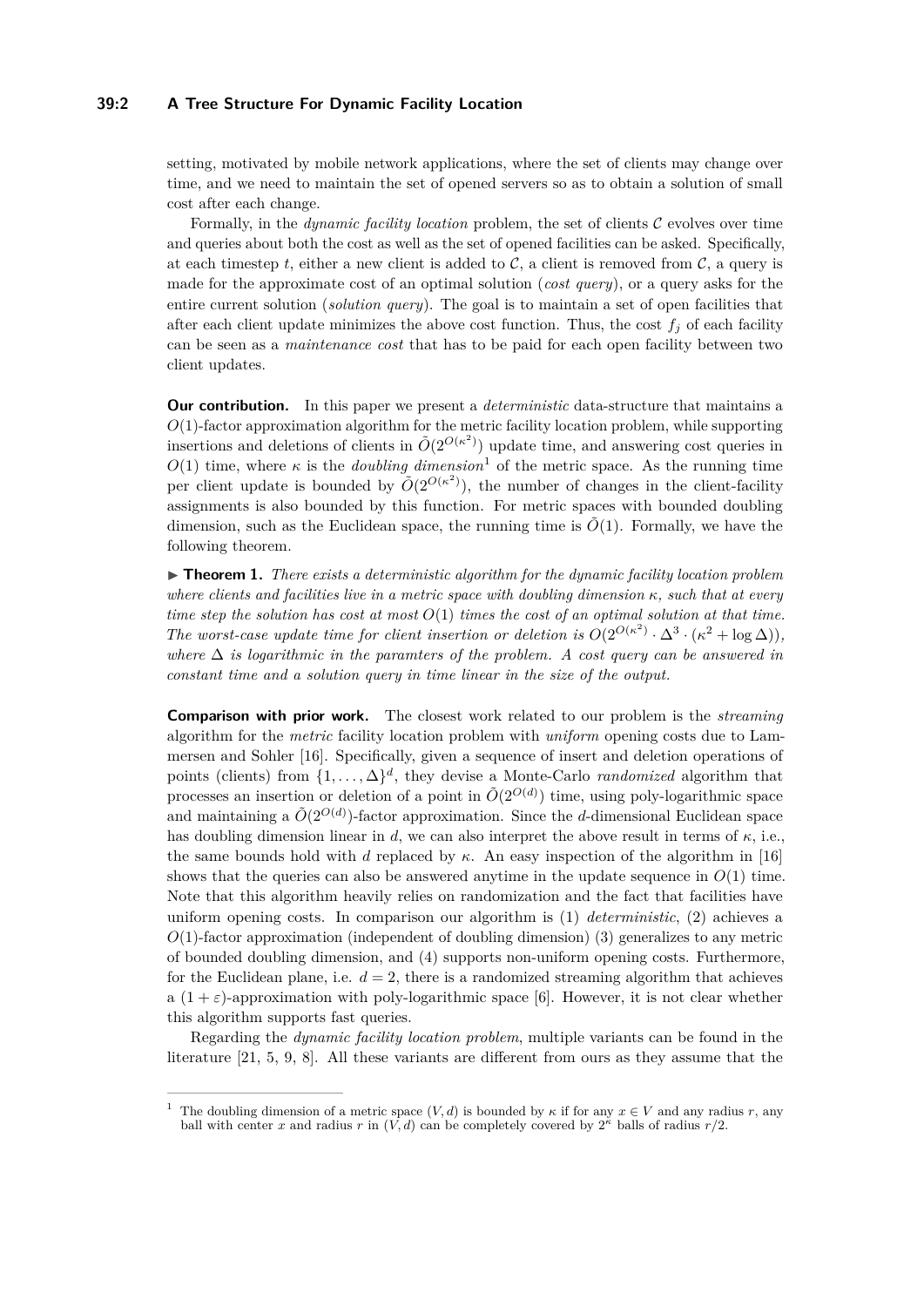setting, motivated by mobile network applications, where the set of clients may change over time, and we need to maintain the set of opened servers so as to obtain a solution of small cost after each change.

Formally, in the *dynamic facility location* problem, the set of clients $\mathcal{C}$ evolves over time and queries about both the cost as well as the set of opened facilities can be asked. Specifically, at each timestep $t$, either a new client is added to $\mathcal{C}$, a client is removed from $\mathcal{C}$, a query is made for the approximate cost of an optimal solution (*cost query*), or a query asks for the entire current solution (*solution query*). The goal is to maintain a set of open facilities that after each client update minimizes the above cost function. Thus, the cost $f_j$ of each facility can be seen as a *maintenance cost* that has to be paid for each open facility between two client updates.

**Our contribution.** In this paper we present a *deterministic* data-structure that maintains a $O(1)$-factor approximation algorithm for the metric facility location problem, while supporting insertions and deletions of clients in $\tilde{O}(2^{O(\kappa^2)})$ update time, and answering cost queries in $O(1)$ time, where $\kappa$ is the *doubling dimension*[1] of the metric space. As the running time per client update is bounded by $\tilde{O}(2^{O(\kappa^2)})$, the number of changes in the client-facility assignments is also bounded by this function. For metric spaces with bounded doubling dimension, such as the Euclidean space, the running time is $\tilde{O}(1)$. Formally, we have the following theorem.

▶ **Theorem 1.** *There exists a deterministic algorithm for the dynamic facility location problem where clients and facilities live in a metric space with doubling dimension $\kappa$, such that at every time step the solution has cost at most $O(1)$ times the cost of an optimal solution at that time. The worst-case update time for client insertion or deletion is $O(2^{O(\kappa^2)} \cdot \Delta^3 \cdot (\kappa^2 + \log \Delta))$, where $\Delta$ is logarithmic in the paramters of the problem. A cost query can be answered in constant time and a solution query in time linear in the size of the output.*

**Comparison with prior work.** The closest work related to our problem is the *streaming* algorithm for the *metric* facility location problem with *uniform* opening costs due to Lammersen and Sohler [16]. Specifically, given a sequence of insert and deletion operations of points (clients) from $\{1, \dots, \Delta\}^d$, they devise a Monte-Carlo *randomized* algorithm that processes an insertion or deletion of a point in $\tilde{O}(2^{O(d)})$ time, using poly-logarithmic space and maintaining a $\tilde{O}(2^{O(d)})$-factor approximation. Since the $d$-dimensional Euclidean space has doubling dimension linear in $d$, we can also interpret the above result in terms of $\kappa$, i.e., the same bounds hold with $d$ replaced by $\kappa$. An easy inspection of the algorithm in [16] shows that the queries can also be answered anytime in the update sequence in $O(1)$ time. Note that this algorithm heavily relies on randomization and the fact that facilities have uniform opening costs. In comparison our algorithm is (1) *deterministic*, (2) achieves a $O(1)$-factor approximation (independent of doubling dimension) (3) generalizes to any metric of bounded doubling dimension, and (4) supports non-uniform opening costs. Furthermore, for the Euclidean plane, i.e. $d = 2$, there is a randomized streaming algorithm that achieves a $(1 + \varepsilon)$-approximation with poly-logarithmic space [6]. However, it is not clear whether this algorithm supports fast queries.

Regarding the *dynamic facility location problem*, multiple variants can be found in the literature [21, 5, 9, 8]. All these variants are different from ours as they assume that the

[1] The doubling dimension of a metric space $(V, d)$ is bounded by $\kappa$ if for any $x \in V$ and any radius $r$, any ball with center $x$ and radius $r$ in $(V, d)$ can be completely covered by $2^\kappa$ balls of radius $r/2$.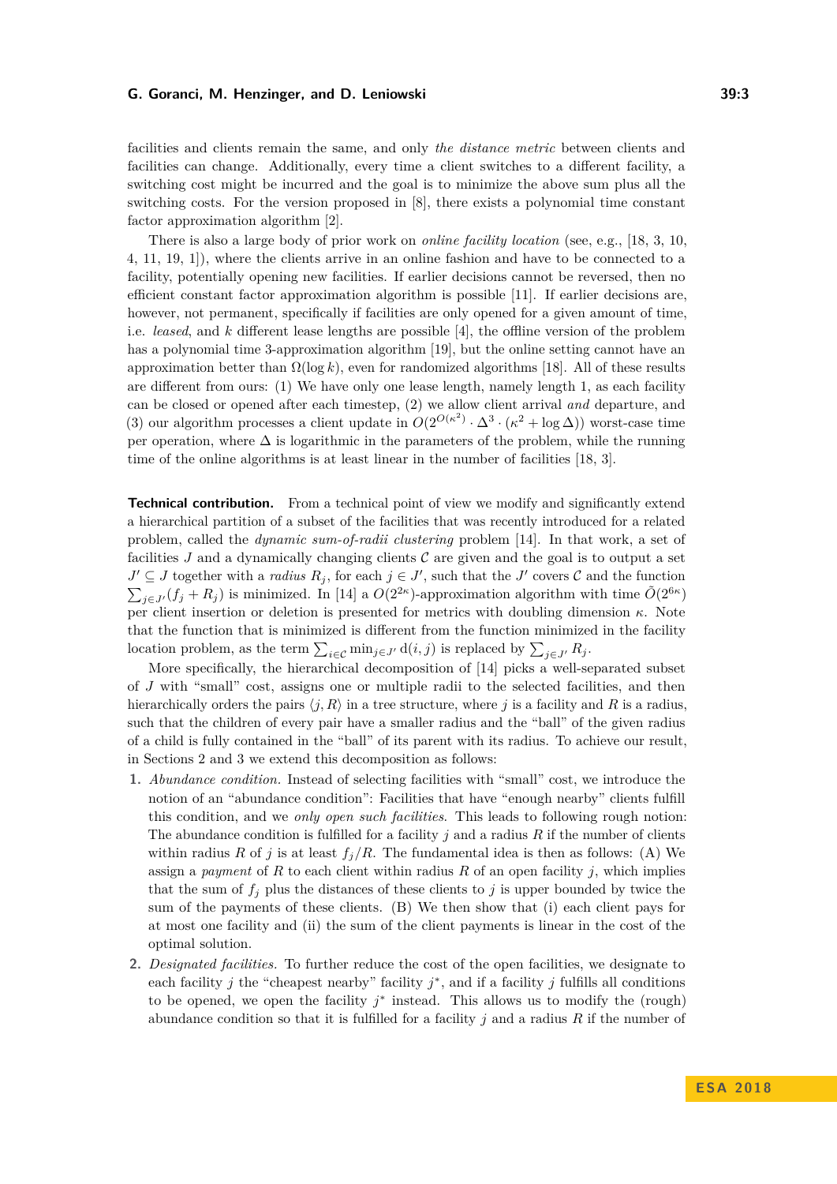facilities and clients remain the same, and only *the distance metric* between clients and facilities can change. Additionally, every time a client switches to a different facility, a switching cost might be incurred and the goal is to minimize the above sum plus all the switching costs. For the version proposed in [8], there exists a polynomial time constant factor approximation algorithm [2].

There is also a large body of prior work on *online facility location* (see, e.g., [18, 3, 10, 4, 11, 19, 1]), where the clients arrive in an online fashion and have to be connected to a facility, potentially opening new facilities. If earlier decisions cannot be reversed, then no efficient constant factor approximation algorithm is possible [11]. If earlier decisions are, however, not permanent, specifically if facilities are only opened for a given amount of time, i.e. *leased*, and $k$ different lease lengths are possible [4], the offline version of the problem has a polynomial time 3-approximation algorithm [19], but the online setting cannot have an approximation better than $\Omega(\log k)$, even for randomized algorithms [18]. All of these results are different from ours: (1) We have only one lease length, namely length 1, as each facility can be closed or opened after each timestep, (2) we allow client arrival *and* departure, and (3) our algorithm processes a client update in $O(2^{O(\kappa^2)} \cdot \Delta^3 \cdot (\kappa^2 + \log \Delta))$ worst-case time per operation, where $\Delta$ is logarithmic in the parameters of the problem, while the running time of the online algorithms is at least linear in the number of facilities [18, 3].

**Technical contribution.** From a technical point of view we modify and significantly extend a hierarchical partition of a subset of the facilities that was recently introduced for a related problem, called the *dynamic sum-of-radii clustering* problem [14]. In that work, a set of facilities $J$ and a dynamically changing clients $\mathcal{C}$ are given and the goal is to output a set $J' \subseteq J$ together with a *radius* $R_j$, for each $j \in J'$, such that the $J'$ covers $\mathcal{C}$ and the function $\sum_{j \in J'}(f_j + R_j)$ is minimized. In [14] a $O(2^{2\kappa})$-approximation algorithm with time $\tilde{O}(2^{6\kappa})$ per client insertion or deletion is presented for metrics with doubling dimension $\kappa$. Note that the function that is minimized is different from the function minimized in the facility location problem, as the term $\sum_{i \in \mathcal{C}} \min_{j \in J'} \mathrm{d}(i, j)$ is replaced by $\sum_{j \in J'} R_j$.

More specifically, the hierarchical decomposition of [14] picks a well-separated subset of $J$ with "small" cost, assigns one or multiple radii to the selected facilities, and then hierarchically orders the pairs $\langle j, R \rangle$ in a tree structure, where $j$ is a facility and $R$ is a radius, such that the children of every pair have a smaller radius and the "ball" of the given radius of a child is fully contained in the "ball" of its parent with its radius. To achieve our result, in Sections 2 and 3 we extend this decomposition as follows:

1. *Abundance condition.* Instead of selecting facilities with "small" cost, we introduce the notion of an "abundance condition": Facilities that have "enough nearby" clients fulfill this condition, and we *only open such facilities*. This leads to following rough notion: The abundance condition is fulfilled for a facility $j$ and a radius $R$ if the number of clients within radius $R$ of $j$ is at least $f_j/R$. The fundamental idea is then as follows: (A) We assign a *payment* of $R$ to each client within radius $R$ of an open facility $j$, which implies that the sum of $f_j$ plus the distances of these clients to $j$ is upper bounded by twice the sum of the payments of these clients. (B) We then show that (i) each client pays for at most one facility and (ii) the sum of the client payments is linear in the cost of the optimal solution.
2. *Designated facilities.* To further reduce the cost of the open facilities, we designate to each facility $j$ the "cheapest nearby" facility $j^*$, and if a facility $j$ fulfills all conditions to be opened, we open the facility $j^*$ instead. This allows us to modify the (rough) abundance condition so that it is fulfilled for a facility $j$ and a radius $R$ if the number of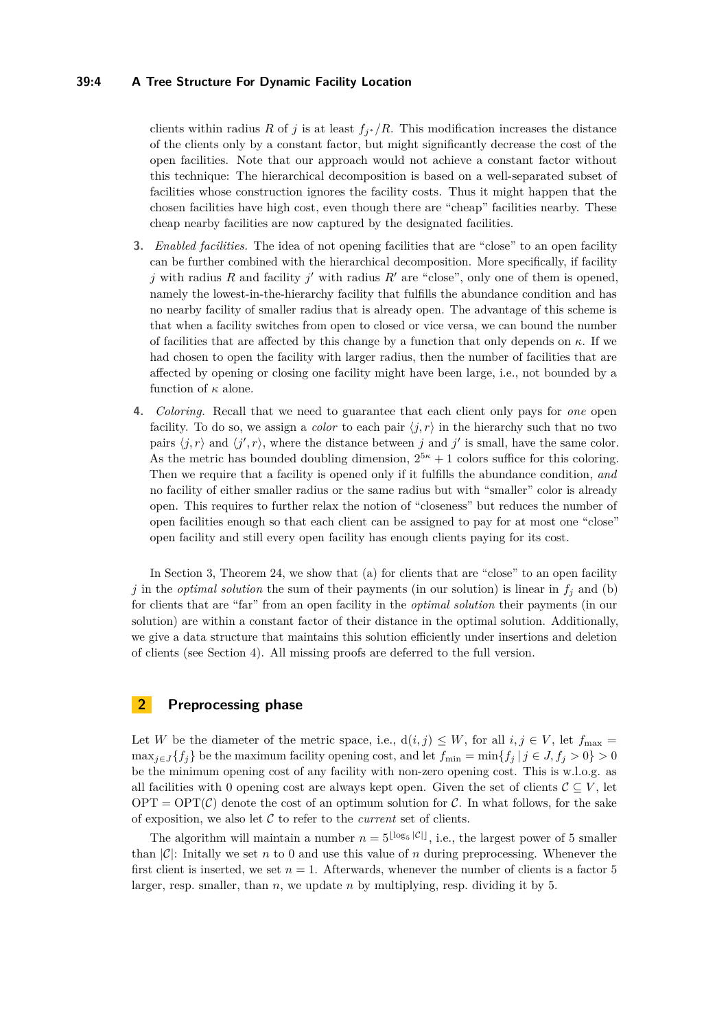clients within radius $R$ of $j$ is at least $f_{j^*}/R$. This modification increases the distance of the clients only by a constant factor, but might significantly decrease the cost of the open facilities. Note that our approach would not achieve a constant factor without this technique: The hierarchical decomposition is based on a well-separated subset of facilities whose construction ignores the facility costs. Thus it might happen that the chosen facilities have high cost, even though there are "cheap" facilities nearby. These cheap nearby facilities are now captured by the designated facilities.

3. *Enabled facilities.* The idea of not opening facilities that are "close" to an open facility can be further combined with the hierarchical decomposition. More specifically, if facility $j$ with radius $R$ and facility $j'$ with radius $R'$ are "close", only one of them is opened, namely the lowest-in-the-hierarchy facility that fulfills the abundance condition and has no nearby facility of smaller radius that is already open. The advantage of this scheme is that when a facility switches from open to closed or vice versa, we can bound the number of facilities that are affected by this change by a function that only depends on $\kappa$. If we had chosen to open the facility with larger radius, then the number of facilities that are affected by opening or closing one facility might have been large, i.e., not bounded by a function of $\kappa$ alone.

4. *Coloring.* Recall that we need to guarantee that each client only pays for *one* open facility. To do so, we assign a *color* to each pair $\langle j, r\rangle$ in the hierarchy such that no two pairs $\langle j, r\rangle$ and $\langle j', r\rangle$, where the distance between $j$ and $j'$ is small, have the same color. As the metric has bounded doubling dimension, $2^{5\kappa} + 1$ colors suffice for this coloring. Then we require that a facility is opened only if it fulfills the abundance condition, *and* no facility of either smaller radius or the same radius but with "smaller" color is already open. This requires to further relax the notion of "closeness" but reduces the number of open facilities enough so that each client can be assigned to pay for at most one "close" open facility and still every open facility has enough clients paying for its cost.

In Section 3, Theorem 24, we show that (a) for clients that are "close" to an open facility $j$ in the *optimal solution* the sum of their payments (in our solution) is linear in $f_j$ and (b) for clients that are "far" from an open facility in the *optimal solution* their payments (in our solution) are within a constant factor of their distance in the optimal solution. Additionally, we give a data structure that maintains this solution efficiently under insertions and deletion of clients (see Section 4). All missing proofs are deferred to the full version.

## 2 Preprocessing phase

Let $W$ be the diameter of the metric space, i.e., $\mathrm{d}(i, j) \le W$, for all $i, j \in V$, let $f_{\max} = \max_{j \in J}\{f_j\}$ be the maximum facility opening cost, and let $f_{\min} = \min\{f_j \mid j \in J, f_j > 0\} > 0$ be the minimum opening cost of any facility with non-zero opening cost. This is w.l.o.g. as all facilities with 0 opening cost are always kept open. Given the set of clients $\mathcal{C} \subseteq V$, let $\mathrm{OPT} = \mathrm{OPT}(\mathcal{C})$ denote the cost of an optimum solution for $\mathcal{C}$. In what follows, for the sake of exposition, we also let $\mathcal{C}$ to refer to the *current* set of clients.

The algorithm will maintain a number $n = 5^{\lfloor \log_5 |\mathcal{C}| \rfloor}$, i.e., the largest power of 5 smaller than $|\mathcal{C}|$: Initally we set $n$ to 0 and use this value of $n$ during preprocessing. Whenever the first client is inserted, we set $n = 1$. Afterwards, whenever the number of clients is a factor 5 larger, resp. smaller, than $n$, we update $n$ by multiplying, resp. dividing it by 5.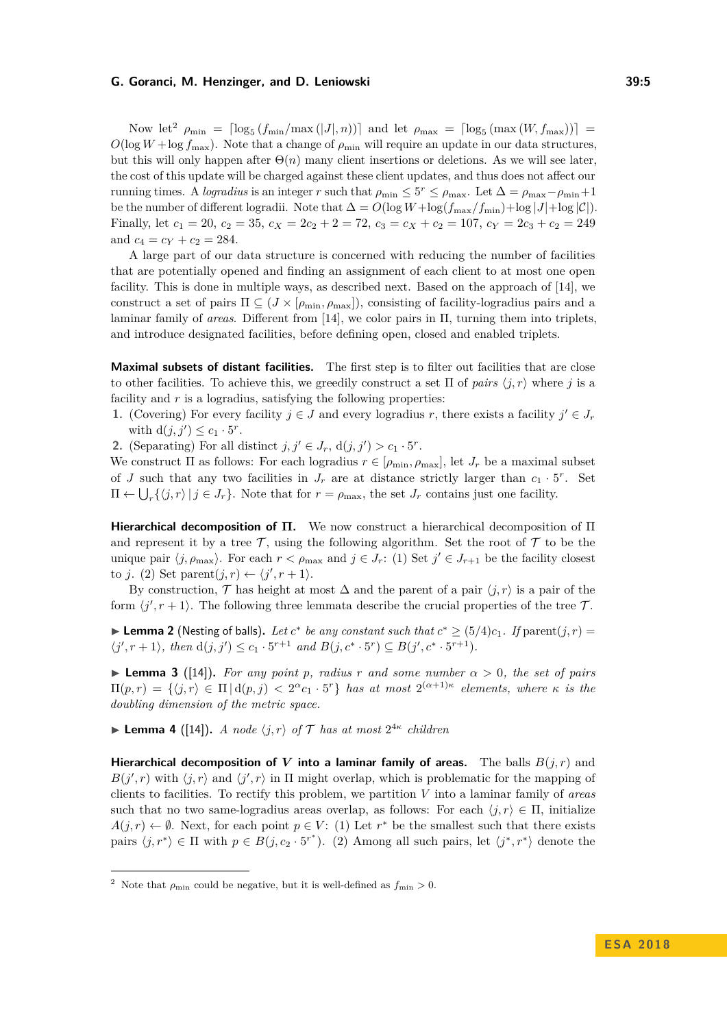Now let[2] $\rho_{\min} = \lceil \log_5 (f_{\min}/\max(|J|, n)) \rceil$ and let $\rho_{\max} = \lceil \log_5 (\max(W, f_{\max})) \rceil = O(\log W + \log f_{\max})$. Note that a change of $\rho_{\min}$ will require an update in our data structures, but this will only happen after $\Theta(n)$ many client insertions or deletions. As we will see later, the cost of this update will be charged against these client updates, and thus does not affect our running times. A *logradius* is an integer $r$ such that $\rho_{\min} \le 5^r \le \rho_{\max}$. Let $\Delta = \rho_{\max} - \rho_{\min} + 1$ be the number of different logradii. Note that $\Delta = O(\log W + \log(f_{\max}/f_{\min}) + \log|J| + \log|\mathcal{C}|)$. Finally, let $c_1 = 20$, $c_2 = 35$, $c_X = 2c_2 + 2 = 72$, $c_3 = c_X + c_2 = 107$, $c_Y = 2c_3 + c_2 = 249$ and $c_4 = c_Y + c_2 = 284$.

A large part of our data structure is concerned with reducing the number of facilities that are potentially opened and finding an assignment of each client to at most one open facility. This is done in multiple ways, as described next. Based on the approach of [14], we construct a set of pairs $\Pi \subseteq (J \times [\rho_{\min}, \rho_{\max}])$, consisting of facility-logradius pairs and a laminar family of *areas*. Different from [14], we color pairs in $\Pi$, turning them into triplets, and introduce designated facilities, before defining open, closed and enabled triplets.

**Maximal subsets of distant facilities.** The first step is to filter out facilities that are close to other facilities. To achieve this, we greedily construct a set $\Pi$ of *pairs* $\langle j, r \rangle$ where $j$ is a facility and $r$ is a logradius, satisfying the following properties:

1. (Covering) For every facility $j \in J$ and every logradius $r$, there exists a facility $j' \in J_r$ with $\mathrm{d}(j, j') \le c_1 \cdot 5^r$.
2. (Separating) For all distinct $j, j' \in J_r$, $\mathrm{d}(j, j') > c_1 \cdot 5^r$.

We construct $\Pi$ as follows: For each logradius $r \in [\rho_{\min}, \rho_{\max}]$, let $J_r$ be a maximal subset of $J$ such that any two facilities in $J_r$ are at distance strictly larger than $c_1 \cdot 5^r$. Set $\Pi \leftarrow \bigcup_r \{\langle j, r \rangle \mid j \in J_r\}$. Note that for $r = \rho_{\max}$, the set $J_r$ contains just one facility.

**Hierarchical decomposition of $\Pi$.** We now construct a hierarchical decomposition of $\Pi$ and represent it by a tree $\mathcal{T}$, using the following algorithm. Set the root of $\mathcal{T}$ to be the unique pair $\langle j, \rho_{\max} \rangle$. For each $r < \rho_{\max}$ and $j \in J_r$: (1) Set $j' \in J_{r+1}$ be the facility closest to $j$. (2) Set $\mathrm{parent}(j, r) \leftarrow \langle j', r+1 \rangle$.

By construction, $\mathcal{T}$ has height at most $\Delta$ and the parent of a pair $\langle j, r \rangle$ is a pair of the form $\langle j', r+1 \rangle$. The following three lemmata describe the crucial properties of the tree $\mathcal{T}$.

▶ **Lemma 2** (Nesting of balls). *Let $c^*$ be any constant such that $c^* \ge (5/4)c_1$. If $\mathrm{parent}(j, r) = \langle j', r+1 \rangle$, then $\mathrm{d}(j, j') \le c_1 \cdot 5^{r+1}$ and $B(j, c^* \cdot 5^r) \subseteq B(j', c^* \cdot 5^{r+1})$.*

▶ **Lemma 3** ([14]). *For any point $p$, radius $r$ and some number $\alpha > 0$, the set of pairs $\Pi(p, r) = \{\langle j, r \rangle \in \Pi \mid \mathrm{d}(p, j) < 2^\alpha c_1 \cdot 5^r\}$ has at most $2^{(\alpha+1)\kappa}$ elements, where $\kappa$ is the doubling dimension of the metric space.*

▶ **Lemma 4** ([14]). *A node $\langle j, r \rangle$ of $\mathcal{T}$ has at most $2^{4\kappa}$ children*

**Hierarchical decomposition of $V$ into a laminar family of areas.** The balls $B(j, r)$ and $B(j', r)$ with $\langle j, r \rangle$ and $\langle j', r \rangle$ in $\Pi$ might overlap, which is problematic for the mapping of clients to facilities. To rectify this problem, we partition $V$ into a laminar family of *areas* such that no two same-logradius areas overlap, as follows: For each $\langle j, r \rangle \in \Pi$, initialize $A(j, r) \leftarrow \emptyset$. Next, for each point $p \in V$: (1) Let $r^*$ be the smallest such that there exists pairs $\langle j, r^* \rangle \in \Pi$ with $p \in B(j, c_2 \cdot 5^{r^*})$. (2) Among all such pairs, let $\langle j^*, r^* \rangle$ denote the

[2] Note that $\rho_{\min}$ could be negative, but it is well-defined as $f_{\min} > 0$.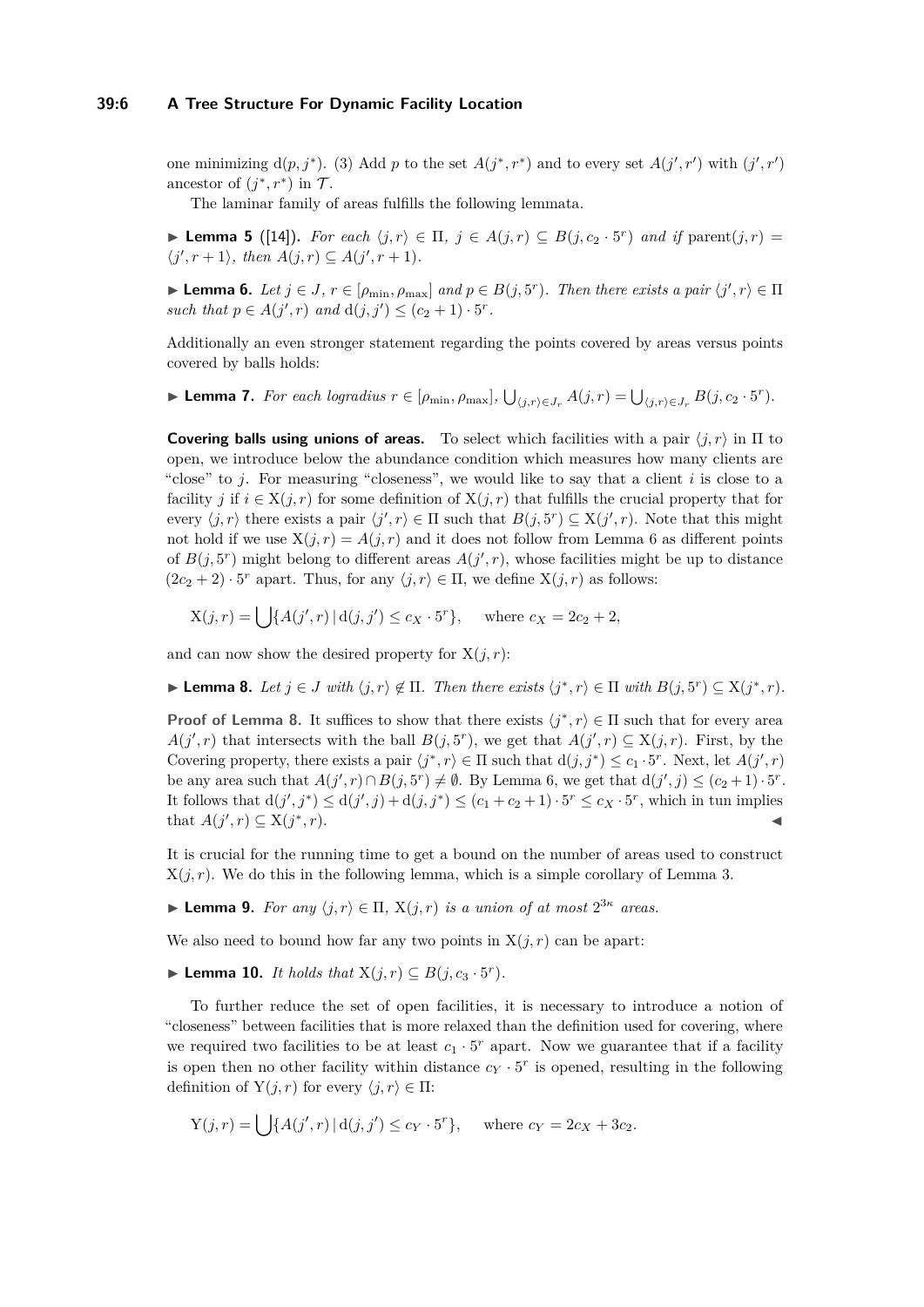one minimizing $\mathrm{d}(p, j^*)$. (3) Add $p$ to the set $A(j^*, r^*)$ and to every set $A(j', r')$ with $(j', r')$ ancestor of $(j^*, r^*)$ in $\mathcal{T}$.

The laminar family of areas fulfills the following lemmata.

▶ **Lemma 5** ([14])**.** *For each $\langle j, r\rangle \in \Pi$, $j \in A(j, r) \subseteq B(j, c_2 \cdot 5^r)$ and if $\mathrm{parent}(j, r) = \langle j', r+1\rangle$, then $A(j, r) \subseteq A(j', r+1)$.*

▶ **Lemma 6.** *Let $j \in J$, $r \in [\rho_{\min}, \rho_{\max}]$ and $p \in B(j, 5^r)$. Then there exists a pair $\langle j', r\rangle \in \Pi$ such that $p \in A(j', r)$ and $\mathrm{d}(j, j') \leq (c_2 + 1) \cdot 5^r$.*

Additionally an even stronger statement regarding the points covered by areas versus points covered by balls holds:

▶ **Lemma 7.** *For each logradius $r \in [\rho_{\min}, \rho_{\max}]$, $\bigcup_{\langle j,r\rangle \in J_r} A(j, r) = \bigcup_{\langle j,r\rangle \in J_r} B(j, c_2 \cdot 5^r)$.*

**Covering balls using unions of areas.** To select which facilities with a pair $\langle j, r\rangle$ in $\Pi$ to open, we introduce below the abundance condition which measures how many clients are "close" to $j$. For measuring "closeness", we would like to say that a client $i$ is close to a facility $j$ if $i \in \mathrm{X}(j, r)$ for some definition of $\mathrm{X}(j, r)$ that fulfills the crucial property that for every $\langle j, r\rangle$ there exists a pair $\langle j', r\rangle \in \Pi$ such that $B(j, 5^r) \subseteq \mathrm{X}(j', r)$. Note that this might not hold if we use $\mathrm{X}(j, r) = A(j, r)$ and it does not follow from Lemma 6 as different points of $B(j, 5^r)$ might belong to different areas $A(j', r)$, whose facilities might be up to distance $(2c_2 + 2) \cdot 5^r$ apart. Thus, for any $\langle j, r\rangle \in \Pi$, we define $\mathrm{X}(j, r)$ as follows:

$$\mathrm{X}(j, r) = \bigcup \{A(j', r) \,|\, \mathrm{d}(j, j') \leq c_X \cdot 5^r\}, \quad \text{where } c_X = 2c_2 + 2,$$

and can now show the desired property for $\mathrm{X}(j, r)$:

▶ **Lemma 8.** *Let $j \in J$ with $\langle j, r\rangle \notin \Pi$. Then there exists $\langle j^*, r\rangle \in \Pi$ with $B(j, 5^r) \subseteq \mathrm{X}(j^*, r)$.*

**Proof of Lemma 8.** It suffices to show that there exists $\langle j^*, r\rangle \in \Pi$ such that for every area $A(j', r)$ that intersects with the ball $B(j, 5^r)$, we get that $A(j', r) \subseteq \mathrm{X}(j, r)$. First, by the Covering property, there exists a pair $\langle j^*, r\rangle \in \Pi$ such that $\mathrm{d}(j, j^*) \leq c_1 \cdot 5^r$. Next, let $A(j', r)$ be any area such that $A(j', r) \cap B(j, 5^r) \neq \emptyset$. By Lemma 6, we get that $\mathrm{d}(j', j) \leq (c_2 + 1) \cdot 5^r$. It follows that $\mathrm{d}(j', j^*) \leq \mathrm{d}(j', j) + \mathrm{d}(j, j^*) \leq (c_1 + c_2 + 1) \cdot 5^r \leq c_X \cdot 5^r$, which in tun implies that $A(j', r) \subseteq \mathrm{X}(j^*, r)$. ◀

It is crucial for the running time to get a bound on the number of areas used to construct $\mathrm{X}(j, r)$. We do this in the following lemma, which is a simple corollary of Lemma 3.

▶ **Lemma 9.** *For any $\langle j, r\rangle \in \Pi$, $\mathrm{X}(j, r)$ is a union of at most $2^{3\kappa}$ areas.*

We also need to bound how far any two points in $\mathrm{X}(j, r)$ can be apart:

▶ **Lemma 10.** *It holds that $\mathrm{X}(j, r) \subseteq B(j, c_3 \cdot 5^r)$.*

To further reduce the set of open facilities, it is necessary to introduce a notion of "closeness" between facilities that is more relaxed than the definition used for covering, where we required two facilities to be at least $c_1 \cdot 5^r$ apart. Now we guarantee that if a facility is open then no other facility within distance $c_Y \cdot 5^r$ is opened, resulting in the following definition of $\mathrm{Y}(j, r)$ for every $\langle j, r\rangle \in \Pi$:

$$\mathrm{Y}(j, r) = \bigcup \{A(j', r) \,|\, \mathrm{d}(j, j') \leq c_Y \cdot 5^r\}, \quad \text{where } c_Y = 2c_X + 3c_2.$$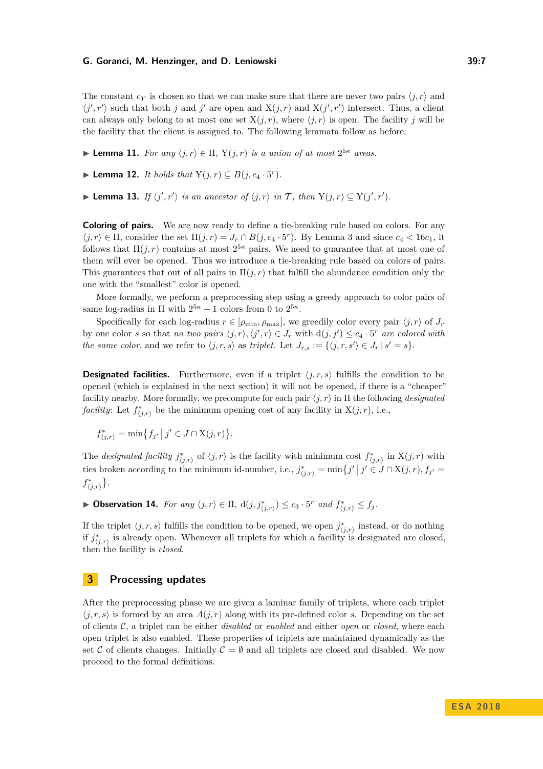The constant $c_Y$ is chosen so that we can make sure that there are never two pairs $\langle j, r\rangle$ and $\langle j', r'\rangle$ such that both $j$ and $j'$ are open and $\mathrm{X}(j, r)$ and $\mathrm{X}(j', r')$ intersect. Thus, a client can always only belong to at most one set $\mathrm{X}(j, r)$, where $\langle j, r\rangle$ is open. The facility $j$ will be the facility that the client is assigned to. The following lemmata follow as before:

▶ **Lemma 11.** *For any $\langle j, r\rangle \in \Pi$, $\mathrm{Y}(j, r)$ is a union of at most $2^{5\kappa}$ areas.*

▶ **Lemma 12.** *It holds that $\mathrm{Y}(j, r) \subseteq B(j, c_4 \cdot 5^r)$.*

▶ **Lemma 13.** *If $\langle j', r'\rangle$ is an ancestor of $\langle j, r\rangle$ in $\mathcal{T}$, then $\mathrm{Y}(j, r) \subseteq \mathrm{Y}(j', r')$.*

**Coloring of pairs.** We are now ready to define a tie-breaking rule based on colors. For any $\langle j, r\rangle \in \Pi$, consider the set $\Pi(j, r) = J_r \cap B(j, c_4 \cdot 5^r)$. By Lemma 3 and since $c_4 < 16c_1$, it follows that $\Pi(j, r)$ contains at most $2^{5\kappa}$ pairs. We need to guarantee that at most one of them will ever be opened. Thus we introduce a tie-breaking rule based on colors of pairs. This guarantees that out of all pairs in $\Pi(j, r)$ that fulfill the abundance condition only the one with the "smallest" color is opened.

More formally, we perform a preprocessing step using a greedy approach to color pairs of same log-radius in $\Pi$ with $2^{5\kappa} + 1$ colors from 0 to $2^{5\kappa}$.

Specifically for each log-radius $r \in [\rho_{\min}, \rho_{\max}]$, we greedily color every pair $\langle j, r\rangle$ of $J_r$ by one color $s$ so that *no two pairs* $\langle j, r\rangle, \langle j', r\rangle \in J_r$ with $\mathrm{d}(j, j') \le c_4 \cdot 5^r$ *are colored with the same color*, and we refer to $\langle j, r, s\rangle$ as *triplet*. Let $J_{r,s} := \{\langle j, r, s'\rangle \in J_r \mid s' = s\}$.

**Designated facilities.** Furthermore, even if a triplet $\langle j, r, s\rangle$ fulfills the condition to be opened (which is explained in the next section) it will not be opened, if there is a "cheaper" facility nearby. More formally, we precompute for each pair $\langle j, r\rangle$ in $\Pi$ the following *designated facility*: Let $f^*_{\langle j,r\rangle}$ be the minimum opening cost of any facility in $\mathrm{X}(j, r)$, i.e.,

$$f^*_{\langle j,r\rangle} = \min\{f_{j'} \mid j' \in J \cap \mathrm{X}(j, r)\}.$$

The *designated facility* $j^*_{\langle j,r\rangle}$ of $\langle j, r\rangle$ is the facility with minimum cost $f^*_{\langle j,r\rangle}$ in $\mathrm{X}(j, r)$ with ties broken according to the minimum id-number, i.e., $j^*_{\langle j,r\rangle} = \min\{j' \mid j' \in J \cap \mathrm{X}(j, r), f_{j'} = f^*_{\langle j,r\rangle}\}$.

▶ **Observation 14.** *For any $\langle j, r\rangle \in \Pi$, $\mathrm{d}(j, j^*_{\langle j,r\rangle}) \le c_3 \cdot 5^r$ and $f^*_{\langle j,r\rangle} \le f_j$.*

If the triplet $\langle j, r, s\rangle$ fulfills the condition to be opened, we open $j^*_{\langle j,r\rangle}$ instead, or do nothing if $j^*_{\langle j,r\rangle}$ is already open. Whenever all triplets for which a facility is designated are closed, then the facility is *closed*.

## 3 Processing updates

After the preprocessing phase we are given a laminar family of triplets, where each triplet $\langle j, r, s\rangle$ is formed by an area $A(j, r)$ along with its pre-defined color $s$. Depending on the set of clients $\mathcal{C}$, a triplet can be either *disabled* or *enabled* and either *open* or *closed*, where each open triplet is also enabled. These properties of triplets are maintained dynamically as the set $\mathcal{C}$ of clients changes. Initially $\mathcal{C} = \emptyset$ and all triplets are closed and disabled. We now proceed to the formal definitions.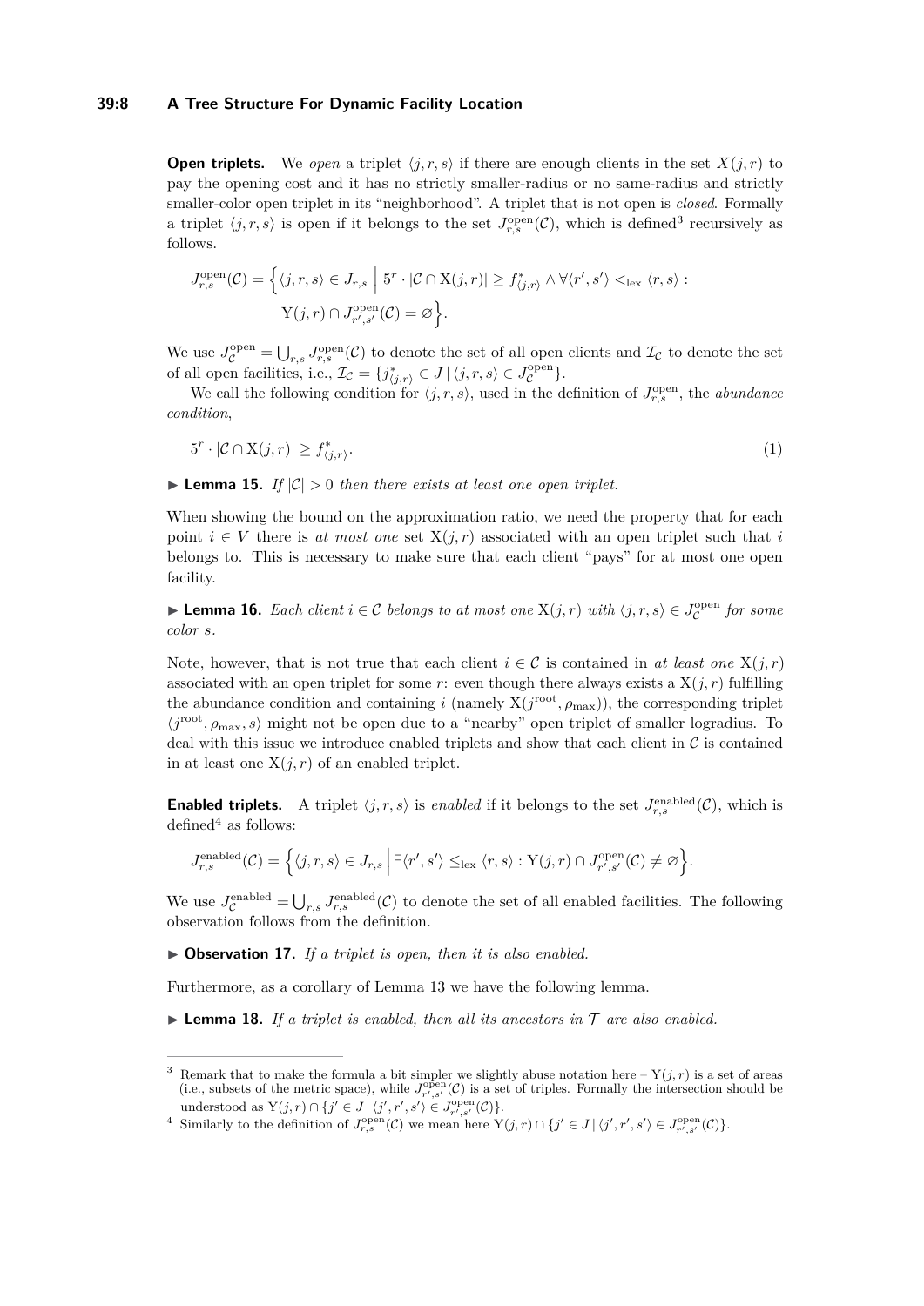**Open triplets.** We *open* a triplet $\langle j, r, s\rangle$ if there are enough clients in the set $X(j,r)$ to pay the opening cost and it has no strictly smaller-radius or no same-radius and strictly smaller-color open triplet in its "neighborhood". A triplet that is not open is *closed*. Formally a triplet $\langle j, r, s\rangle$ is open if it belongs to the set $J^{\text{open}}_{r,s}(\mathcal{C})$, which is defined[3] recursively as follows.

$$J^{\text{open}}_{r,s}(\mathcal{C}) = \Big\{ \langle j, r, s\rangle \in J_{r,s} \;\Big|\; 5^r \cdot |\mathcal{C} \cap \mathrm{X}(j,r)| \geq f^*_{\langle j,r\rangle} \wedge \forall \langle r', s'\rangle <_{\text{lex}} \langle r, s\rangle : \mathrm{Y}(j,r) \cap J^{\text{open}}_{r',s'}(\mathcal{C}) = \varnothing \Big\}.$$

We use $J^{\text{open}}_{\mathcal{C}} = \bigcup_{r,s} J^{\text{open}}_{r,s}(\mathcal{C})$ to denote the set of all open clients and $\mathcal{I}_{\mathcal{C}}$ to denote the set of all open facilities, i.e., $\mathcal{I}_{\mathcal{C}} = \{ j^*_{\langle j,r\rangle} \in J \mid \langle j, r, s\rangle \in J^{\text{open}}_{\mathcal{C}} \}$.

We call the following condition for $\langle j, r, s\rangle$, used in the definition of $J^{\text{open}}_{r,s}$, the *abundance condition*,

$$5^r \cdot |\mathcal{C} \cap \mathrm{X}(j,r)| \geq f^*_{\langle j,r\rangle}. \tag{1}$$

▶ **Lemma 15.** *If $|\mathcal{C}| > 0$ then there exists at least one open triplet.*

When showing the bound on the approximation ratio, we need the property that for each point $i \in V$ there is *at most one* set $\mathrm{X}(j,r)$ associated with an open triplet such that $i$ belongs to. This is necessary to make sure that each client "pays" for at most one open facility.

▶ **Lemma 16.** *Each client $i \in \mathcal{C}$ belongs to at most one $\mathrm{X}(j,r)$ with $\langle j, r, s\rangle \in J^{\text{open}}_{\mathcal{C}}$ for some color $s$.*

Note, however, that is not true that each client $i \in \mathcal{C}$ is contained in *at least one* $\mathrm{X}(j,r)$ associated with an open triplet for some $r$: even though there always exists a $\mathrm{X}(j,r)$ fulfilling the abundance condition and containing $i$ (namely $\mathrm{X}(j^{\text{root}}, \rho_{\max})$), the corresponding triplet $\langle j^{\text{root}}, \rho_{\max}, s\rangle$ might not be open due to a "nearby" open triplet of smaller logradius. To deal with this issue we introduce enabled triplets and show that each client in $\mathcal{C}$ is contained in at least one $\mathrm{X}(j,r)$ of an enabled triplet.

**Enabled triplets.** A triplet $\langle j, r, s\rangle$ is *enabled* if it belongs to the set $J^{\text{enabled}}_{r,s}(\mathcal{C})$, which is defined[4] as follows:

$$J^{\text{enabled}}_{r,s}(\mathcal{C}) = \Big\{ \langle j, r, s\rangle \in J_{r,s} \;\Big|\; \exists \langle r', s'\rangle \leq_{\text{lex}} \langle r, s\rangle : \mathrm{Y}(j,r) \cap J^{\text{open}}_{r',s'}(\mathcal{C}) \neq \varnothing \Big\}.$$

We use $J^{\text{enabled}}_{\mathcal{C}} = \bigcup_{r,s} J^{\text{enabled}}_{r,s}(\mathcal{C})$ to denote the set of all enabled facilities. The following observation follows from the definition.

▶ **Observation 17.** *If a triplet is open, then it is also enabled.*

Furthermore, as a corollary of Lemma 13 we have the following lemma.

▶ **Lemma 18.** *If a triplet is enabled, then all its ancestors in $\mathcal{T}$ are also enabled.*

---

[3] Remark that to make the formula a bit simpler we slightly abuse notation here – $\mathrm{Y}(j,r)$ is a set of areas (i.e., subsets of the metric space), while $J^{\text{open}}_{r',s'}(\mathcal{C})$ is a set of triples. Formally the intersection should be understood as $\mathrm{Y}(j,r) \cap \{ j' \in J \mid \langle j', r', s'\rangle \in J^{\text{open}}_{r',s'}(\mathcal{C}) \}$.

[4] Similarly to the definition of $J^{\text{open}}_{r,s}(\mathcal{C})$ we mean here $\mathrm{Y}(j,r) \cap \{ j' \in J \mid \langle j', r', s'\rangle \in J^{\text{open}}_{r',s'}(\mathcal{C}) \}$.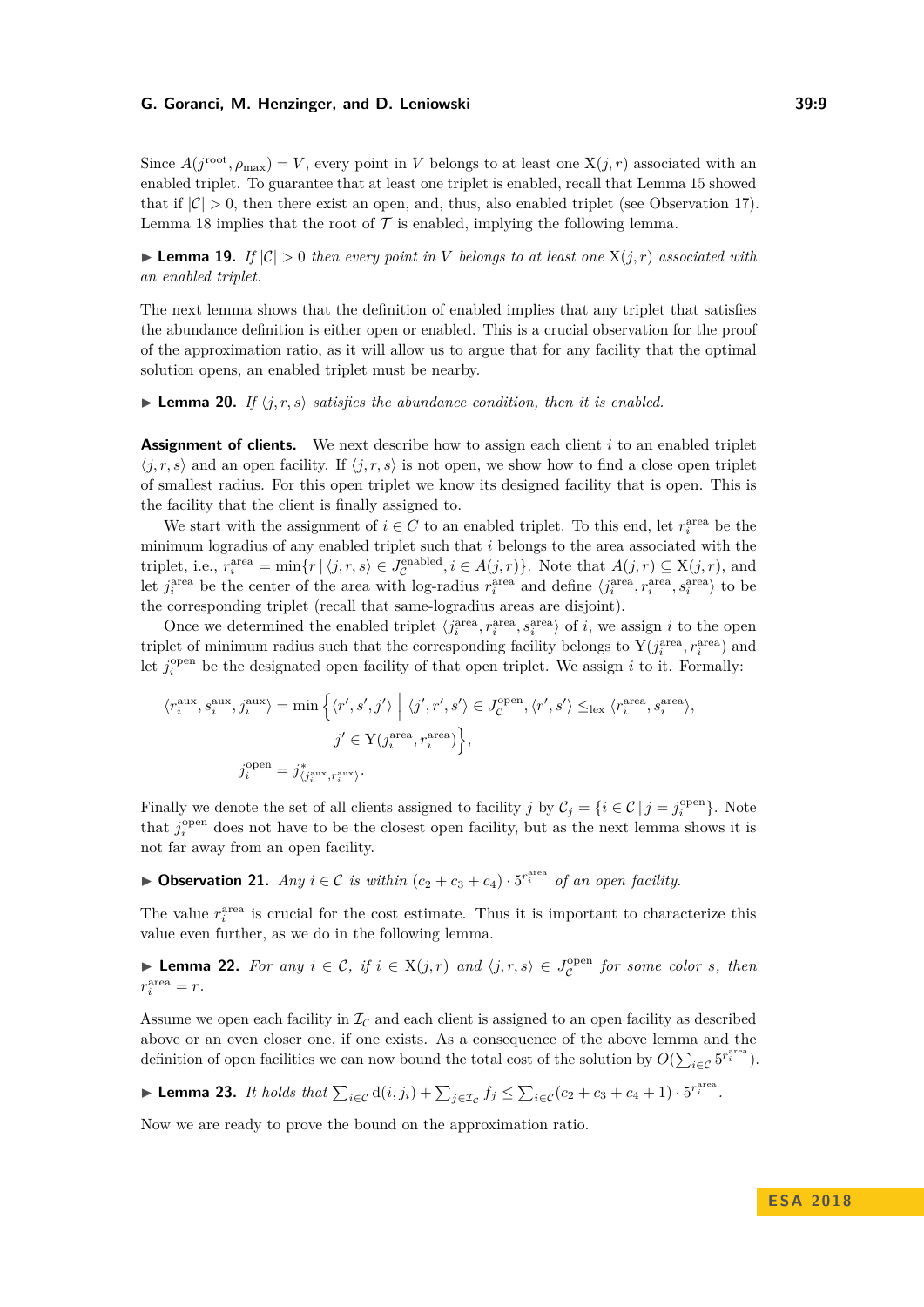Since $A(j^{\text{root}}, \rho_{\max}) = V$, every point in $V$ belongs to at least one $\mathrm{X}(j,r)$ associated with an enabled triplet. To guarantee that at least one triplet is enabled, recall that Lemma 15 showed that if $|\mathcal{C}| > 0$, then there exist an open, and, thus, also enabled triplet (see Observation 17). Lemma 18 implies that the root of $\mathcal{T}$ is enabled, implying the following lemma.

▶ **Lemma 19.** *If $|\mathcal{C}| > 0$ then every point in $V$ belongs to at least one $\mathrm{X}(j,r)$ associated with an enabled triplet.*

The next lemma shows that the definition of enabled implies that any triplet that satisfies the abundance definition is either open or enabled. This is a crucial observation for the proof of the approximation ratio, as it will allow us to argue that for any facility that the optimal solution opens, an enabled triplet must be nearby.

▶ **Lemma 20.** *If $\langle j, r, s\rangle$ satisfies the abundance condition, then it is enabled.*

**Assignment of clients.** We next describe how to assign each client $i$ to an enabled triplet $\langle j, r, s\rangle$ and an open facility. If $\langle j, r, s\rangle$ is not open, we show how to find a close open triplet of smallest radius. For this open triplet we know its designed facility that is open. This is the facility that the client is finally assigned to.

We start with the assignment of $i \in C$ to an enabled triplet. To this end, let $r_i^{\text{area}}$ be the minimum logradius of any enabled triplet such that $i$ belongs to the area associated with the triplet, i.e., $r_i^{\text{area}} = \min\{r \,|\, \langle j, r, s\rangle \in J_{\mathcal{C}}^{\text{enabled}}, i \in A(j,r)\}$. Note that $A(j,r) \subseteq \mathrm{X}(j,r)$, and let $j_i^{\text{area}}$ be the center of the area with log-radius $r_i^{\text{area}}$ and define $\langle j_i^{\text{area}}, r_i^{\text{area}}, s_i^{\text{area}}\rangle$ to be the corresponding triplet (recall that same-logradius areas are disjoint).

Once we determined the enabled triplet $\langle j_i^{\text{area}}, r_i^{\text{area}}, s_i^{\text{area}}\rangle$ of $i$, we assign $i$ to the open triplet of minimum radius such that the corresponding facility belongs to $\mathrm{Y}(j_i^{\text{area}}, r_i^{\text{area}})$ and let $j_i^{\text{open}}$ be the designated open facility of that open triplet. We assign $i$ to it. Formally:

$$\langle r_i^{\text{aux}}, s_i^{\text{aux}}, j_i^{\text{aux}}\rangle = \min\Big\{\langle r', s', j'\rangle \;\Big|\; \langle j', r', s'\rangle \in J_{\mathcal{C}}^{\text{open}}, \langle r', s'\rangle \leq_{\text{lex}} \langle r_i^{\text{area}}, s_i^{\text{area}}\rangle,$$
$$j' \in \mathrm{Y}(j_i^{\text{area}}, r_i^{\text{area}})\Big\},$$
$$j_i^{\text{open}} = j^*_{\langle j_i^{\text{aux}}, r_i^{\text{aux}}\rangle}.$$

Finally we denote the set of all clients assigned to facility $j$ by $\mathcal{C}_j = \{i \in \mathcal{C} \,|\, j = j_i^{\text{open}}\}$. Note that $j_i^{\text{open}}$ does not have to be the closest open facility, but as the next lemma shows it is not far away from an open facility.

▶ **Observation 21.** *Any $i \in \mathcal{C}$ is within $(c_2 + c_3 + c_4) \cdot 5^{r_i^{\text{area}}}$ of an open facility.*

The value $r_i^{\text{area}}$ is crucial for the cost estimate. Thus it is important to characterize this value even further, as we do in the following lemma.

▶ **Lemma 22.** *For any $i \in \mathcal{C}$, if $i \in \mathrm{X}(j,r)$ and $\langle j, r, s\rangle \in J_{\mathcal{C}}^{\text{open}}$ for some color $s$, then $r_i^{\text{area}} = r$.*

Assume we open each facility in $\mathcal{I}_{\mathcal{C}}$ and each client is assigned to an open facility as described above or an even closer one, if one exists. As a consequence of the above lemma and the definition of open facilities we can now bound the total cost of the solution by $O(\sum_{i\in\mathcal{C}} 5^{r_i^{\text{area}}})$.

▶ **Lemma 23.** *It holds that $\sum_{i\in\mathcal{C}} \mathrm{d}(i, j_i) + \sum_{j\in\mathcal{I}_{\mathcal{C}}} f_j \leq \sum_{i\in\mathcal{C}} (c_2 + c_3 + c_4 + 1) \cdot 5^{r_i^{\text{area}}}$.*

Now we are ready to prove the bound on the approximation ratio.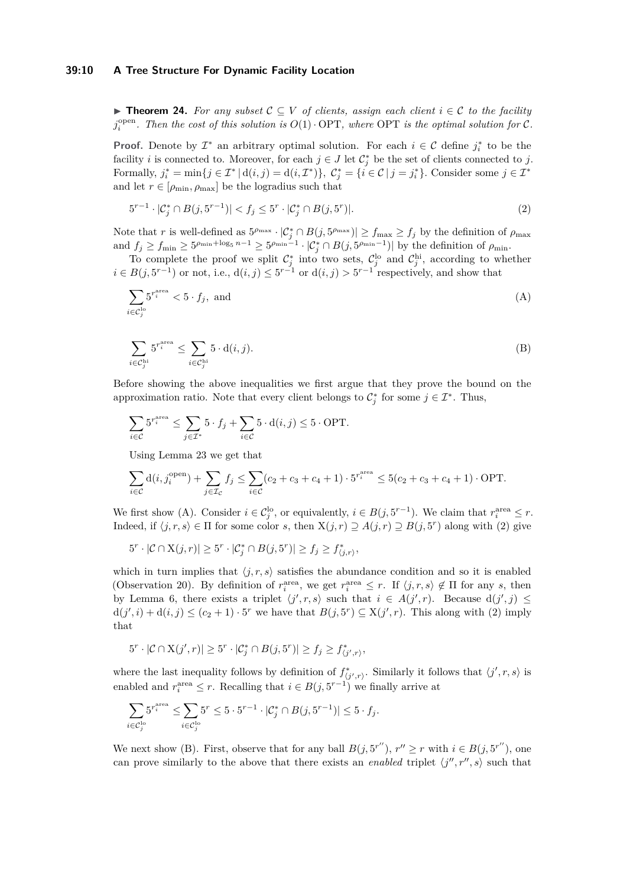▶ **Theorem 24.** *For any subset $\mathcal{C} \subseteq V$ of clients, assign each client $i \in \mathcal{C}$ to the facility $j_i^{\text{open}}$. Then the cost of this solution is $O(1) \cdot \text{OPT}$, where* OPT *is the optimal solution for $\mathcal{C}$.*

**Proof.** Denote by $\mathcal{I}^*$ an arbitrary optimal solution. For each $i \in \mathcal{C}$ define $j_i^*$ to be the facility $i$ is connected to. Moreover, for each $j \in J$ let $\mathcal{C}_j^*$ be the set of clients connected to $j$. Formally, $j_i^* = \min\{j \in \mathcal{I}^* \mid \text{d}(i,j) = \text{d}(i, \mathcal{I}^*)\}$, $\mathcal{C}_j^* = \{i \in \mathcal{C} \mid j = j_i^*\}$. Consider some $j \in \mathcal{I}^*$ and let $r \in [\rho_{\min}, \rho_{\max}]$ be the logradius such that

$$5^{r-1} \cdot |\mathcal{C}_j^* \cap B(j, 5^{r-1})| < f_j \leq 5^r \cdot |\mathcal{C}_j^* \cap B(j, 5^r)|. \tag{2}$$

Note that $r$ is well-defined as $5^{\rho_{\max}} \cdot |\mathcal{C}_j^* \cap B(j, 5^{\rho_{\max}})| \geq f_{\max} \geq f_j$ by the definition of $\rho_{\max}$ and $f_j \geq f_{\min} \geq 5^{\rho_{\min} + \log_5 n - 1} \geq 5^{\rho_{\min}-1} \cdot |\mathcal{C}_j^* \cap B(j, 5^{\rho_{\min}-1})|$ by the definition of $\rho_{\min}$.

To complete the proof we split $\mathcal{C}_j^*$ into two sets, $\mathcal{C}_j^{\text{lo}}$ and $\mathcal{C}_j^{\text{hi}}$, according to whether $i \in B(j, 5^{r-1})$ or not, i.e., $\text{d}(i,j) \leq 5^{r-1}$ or $\text{d}(i,j) > 5^{r-1}$ respectively, and show that

$$\sum_{i \in \mathcal{C}_j^{\text{lo}}} 5^{r_i^{\text{area}}} < 5 \cdot f_j, \text{ and} \tag{A}$$

$$\sum_{i \in \mathcal{C}_j^{\text{hi}}} 5^{r_i^{\text{area}}} \leq \sum_{i \in \mathcal{C}_j^{\text{hi}}} 5 \cdot \text{d}(i,j). \tag{B}$$

Before showing the above inequalities we first argue that they prove the bound on the approximation ratio. Note that every client belongs to $\mathcal{C}_j^*$ for some $j \in \mathcal{I}^*$. Thus,

$$\sum_{i \in \mathcal{C}} 5^{r_i^{\text{area}}} \leq \sum_{j \in \mathcal{I}^*} 5 \cdot f_j + \sum_{i \in \mathcal{C}} 5 \cdot \text{d}(i,j) \leq 5 \cdot \text{OPT}.$$

Using Lemma 23 we get that

$$\sum_{i \in \mathcal{C}} \text{d}(i, j_i^{\text{open}}) + \sum_{j \in \mathcal{I}_{\mathcal{C}}} f_j \leq \sum_{i \in \mathcal{C}} (c_2 + c_3 + c_4 + 1) \cdot 5^{r_i^{\text{area}}} \leq 5(c_2 + c_3 + c_4 + 1) \cdot \text{OPT}.$$

We first show (A). Consider $i \in \mathcal{C}_j^{\text{lo}}$, or equivalently, $i \in B(j, 5^{r-1})$. We claim that $r_i^{\text{area}} \leq r$. Indeed, if $\langle j, r, s \rangle \in \Pi$ for some color $s$, then $\text{X}(j,r) \supseteq A(j,r) \supseteq B(j, 5^r)$ along with (2) give

$$5^r \cdot |\mathcal{C} \cap \text{X}(j,r)| \geq 5^r \cdot |\mathcal{C}_j^* \cap B(j, 5^r)| \geq f_j \geq f^*_{\langle j,r \rangle},$$

which in turn implies that $\langle j, r, s \rangle$ satisfies the abundance condition and so it is enabled (Observation 20). By definition of $r_i^{\text{area}}$, we get $r_i^{\text{area}} \leq r$. If $\langle j, r, s \rangle \notin \Pi$ for any $s$, then by Lemma 6, there exists a triplet $\langle j', r, s \rangle$ such that $i \in A(j', r)$. Because $\text{d}(j', j) \leq \text{d}(j', i) + \text{d}(i, j) \leq (c_2 + 1) \cdot 5^r$ we have that $B(j, 5^r) \subseteq \text{X}(j', r)$. This along with (2) imply that

$$5^r \cdot |\mathcal{C} \cap \text{X}(j', r)| \geq 5^r \cdot |\mathcal{C}_j^* \cap B(j, 5^r)| \geq f_j \geq f^*_{\langle j', r \rangle},$$

where the last inequality follows by definition of $f^*_{\langle j', r \rangle}$. Similarly it follows that $\langle j', r, s \rangle$ is enabled and $r_i^{\text{area}} \leq r$. Recalling that $i \in B(j, 5^{r-1})$ we finally arrive at

$$\sum_{i \in \mathcal{C}_j^{\text{lo}}} 5^{r_i^{\text{area}}} \leq \sum_{i \in \mathcal{C}_j^{\text{lo}}} 5^r \leq 5 \cdot 5^{r-1} \cdot |\mathcal{C}_j^* \cap B(j, 5^{r-1})| \leq 5 \cdot f_j.$$

We next show (B). First, observe that for any ball $B(j, 5^{r''})$, $r'' \geq r$ with $i \in B(j, 5^{r''})$, one can prove similarly to the above that there exists an *enabled* triplet $\langle j'', r'', s \rangle$ such that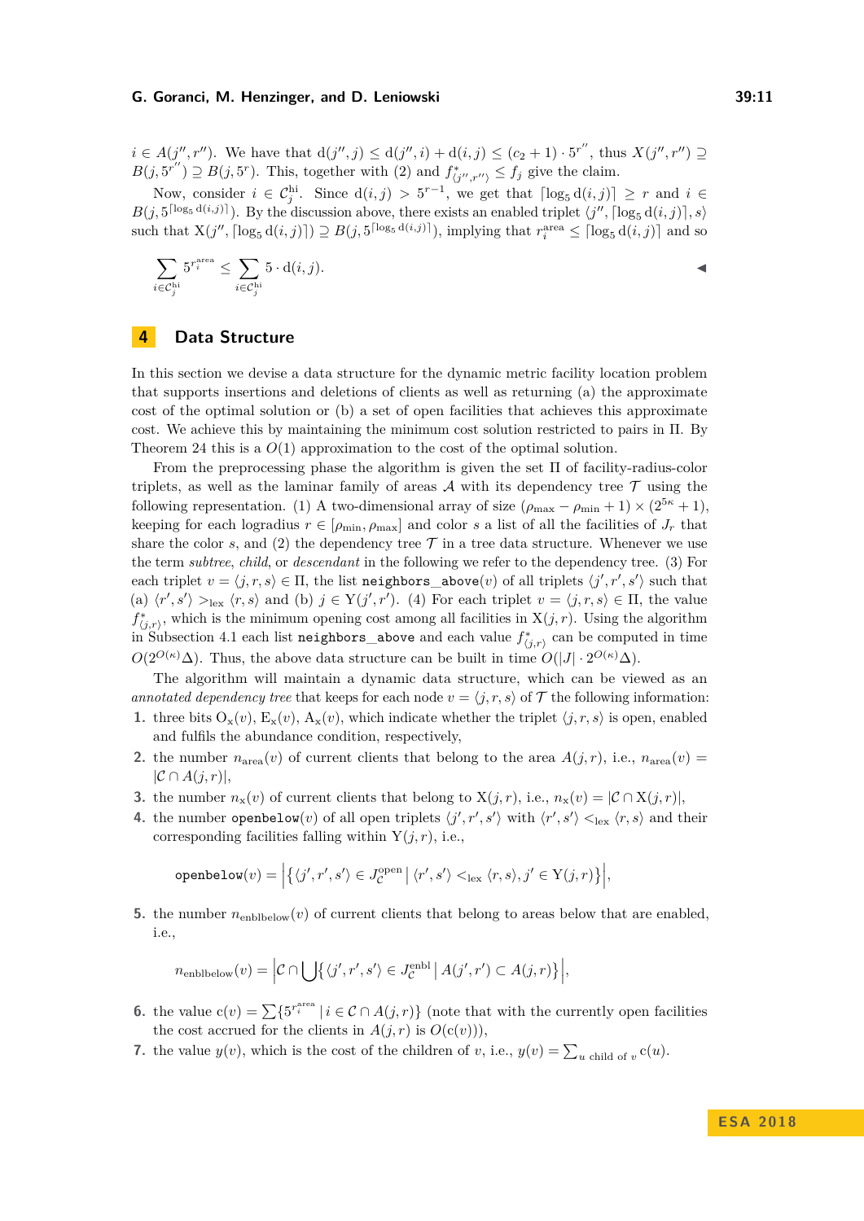$i \in A(j'', r'')$. We have that $\mathrm{d}(j'', j) \leq \mathrm{d}(j'', i) + \mathrm{d}(i, j) \leq (c_2 + 1) \cdot 5^{r''}$, thus $X(j'', r'') \supseteq B(j, 5^{r''}) \supseteq B(j, 5^r)$. This, together with (2) and $f^*_{\langle j'', r'' \rangle} \leq f_j$ give the claim.

Now, consider $i \in \mathcal{C}_j^{\mathrm{hi}}$. Since $\mathrm{d}(i, j) > 5^{r-1}$, we get that $\lceil \log_5 \mathrm{d}(i, j) \rceil \geq r$ and $i \in B(j, 5^{\lceil \log_5 \mathrm{d}(i,j) \rceil})$. By the discussion above, there exists an enabled triplet $\langle j'', \lceil \log_5 \mathrm{d}(i, j) \rceil, s \rangle$ such that $\mathrm{X}(j'', \lceil \log_5 \mathrm{d}(i, j) \rceil) \supseteq B(j, 5^{\lceil \log_5 \mathrm{d}(i,j) \rceil})$, implying that $r_i^{\mathrm{area}} \leq \lceil \log_5 \mathrm{d}(i, j) \rceil$ and so

$$\sum_{i \in \mathcal{C}_j^{\mathrm{hi}}} 5^{r_i^{\mathrm{area}}} \leq \sum_{i \in \mathcal{C}_j^{\mathrm{hi}}} 5 \cdot \mathrm{d}(i, j).$$

◀

## 4 Data Structure

In this section we devise a data structure for the dynamic metric facility location problem that supports insertions and deletions of clients as well as returning (a) the approximate cost of the optimal solution or (b) a set of open facilities that achieves this approximate cost. We achieve this by maintaining the minimum cost solution restricted to pairs in Π. By Theorem 24 this is a $O(1)$ approximation to the cost of the optimal solution.

From the preprocessing phase the algorithm is given the set Π of facility-radius-color triplets, as well as the laminar family of areas $\mathcal{A}$ with its dependency tree $\mathcal{T}$ using the following representation. (1) A two-dimensional array of size $(\rho_{\max} - \rho_{\min} + 1) \times (2^{5^\kappa} + 1)$, keeping for each logradius $r \in [\rho_{\min}, \rho_{\max}]$ and color $s$ a list of all the facilities of $J_r$ that share the color $s$, and (2) the dependency tree $\mathcal{T}$ in a tree data structure. Whenever we use the term *subtree*, *child*, or *descendant* in the following we refer to the dependency tree. (3) For each triplet $v = \langle j, r, s \rangle \in \Pi$, the list `neighbors_above`$(v)$ of all triplets $\langle j', r', s' \rangle$ such that (a) $\langle r', s' \rangle >_{\mathrm{lex}} \langle r, s \rangle$ and (b) $j \in \mathrm{Y}(j', r')$. (4) For each triplet $v = \langle j, r, s \rangle \in \Pi$, the value $f^*_{\langle j, r \rangle}$, which is the minimum opening cost among all facilities in $\mathrm{X}(j, r)$. Using the algorithm in Subsection 4.1 each list `neighbors_above` and each value $f^*_{\langle j, r \rangle}$ can be computed in time $O(2^{O(\kappa)}\Delta)$. Thus, the above data structure can be built in time $O(|J| \cdot 2^{O(\kappa)}\Delta)$.

The algorithm will maintain a dynamic data structure, which can be viewed as an *annotated dependency tree* that keeps for each node $v = \langle j, r, s \rangle$ of $\mathcal{T}$ the following information:

1. three bits $\mathrm{O_x}(v)$, $\mathrm{E_x}(v)$, $\mathrm{A_x}(v)$, which indicate whether the triplet $\langle j, r, s \rangle$ is open, enabled and fulfils the abundance condition, respectively,
2. the number $n_{\mathrm{area}}(v)$ of current clients that belong to the area $A(j, r)$, i.e., $n_{\mathrm{area}}(v) = |\mathcal{C} \cap A(j, r)|$,
3. the number $n_{\mathrm{x}}(v)$ of current clients that belong to $\mathrm{X}(j, r)$, i.e., $n_{\mathrm{x}}(v) = |\mathcal{C} \cap \mathrm{X}(j, r)|$,
4. the number `openbelow`$(v)$ of all open triplets $\langle j', r', s' \rangle$ with $\langle r', s' \rangle <_{\mathrm{lex}} \langle r, s \rangle$ and their corresponding facilities falling within $\mathrm{Y}(j, r)$, i.e.,

$$\texttt{openbelow}(v) = \Big|\big\{\langle j', r', s' \rangle \in J_{\mathcal{C}}^{\mathrm{open}} \,\big|\, \langle r', s' \rangle <_{\mathrm{lex}} \langle r, s \rangle, j' \in \mathrm{Y}(j, r)\big\}\Big|,$$

5. the number $n_{\mathrm{enblbelow}}(v)$ of current clients that belong to areas below that are enabled, i.e.,

$$n_{\mathrm{enblbelow}}(v) = \Big|\mathcal{C} \cap \bigcup \big\{\langle j', r', s' \rangle \in J_{\mathcal{C}}^{\mathrm{enbl}} \,\big|\, A(j', r') \subset A(j, r)\big\}\Big|,$$

6. the value $\mathrm{c}(v) = \sum \{5^{r_i^{\mathrm{area}}} \,|\, i \in \mathcal{C} \cap A(j, r)\}$ (note that with the currently open facilities the cost accrued for the clients in $A(j, r)$ is $O(\mathrm{c}(v))$),
7. the value $y(v)$, which is the cost of the children of $v$, i.e., $y(v) = \sum_{u \text{ child of } v} \mathrm{c}(u)$.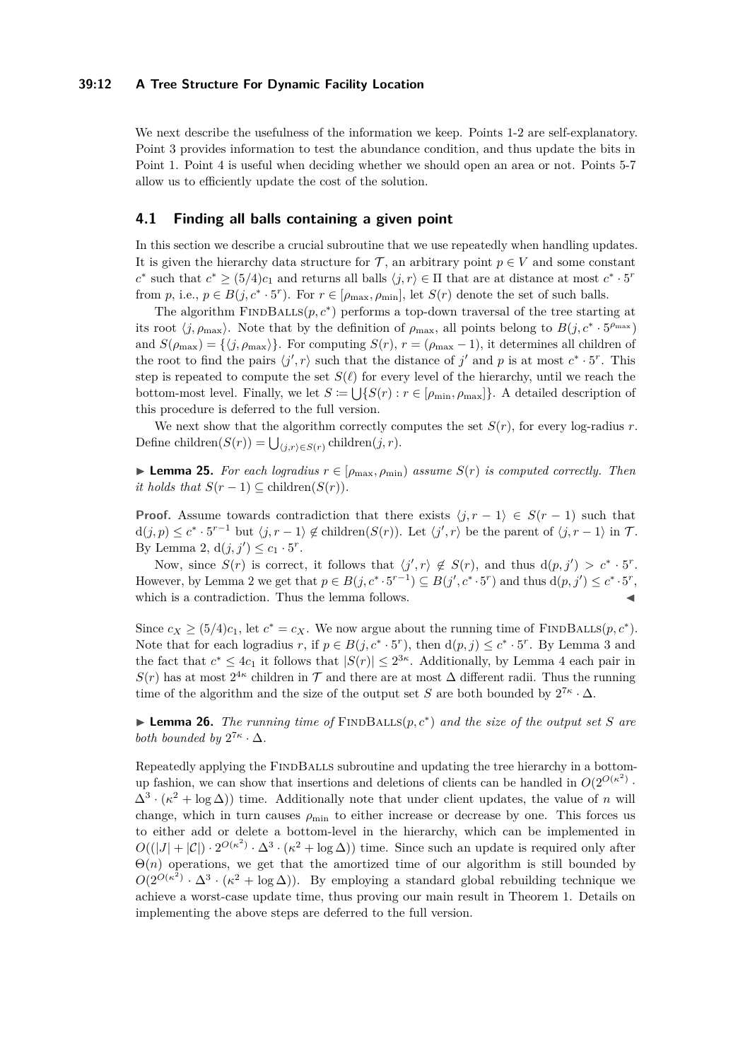We next describe the usefulness of the information we keep. Points 1-2 are self-explanatory. Point 3 provides information to test the abundance condition, and thus update the bits in Point 1. Point 4 is useful when deciding whether we should open an area or not. Points 5-7 allow us to efficiently update the cost of the solution.

## 4.1 Finding all balls containing a given point

In this section we describe a crucial subroutine that we use repeatedly when handling updates. It is given the hierarchy data structure for $\mathcal{T}$, an arbitrary point $p \in V$ and some constant $c^*$ such that $c^* \geq (5/4)c_1$ and returns all balls $\langle j, r\rangle \in \Pi$ that are at distance at most $c^* \cdot 5^r$ from $p$, i.e., $p \in B(j, c^* \cdot 5^r)$. For $r \in [\rho_{\max}, \rho_{\min}]$, let $S(r)$ denote the set of such balls.

The algorithm $\textsc{FindBalls}(p, c^*)$ performs a top-down traversal of the tree starting at its root $\langle j, \rho_{\max}\rangle$. Note that by the definition of $\rho_{\max}$, all points belong to $B(j, c^* \cdot 5^{\rho_{\max}})$ and $S(\rho_{\max}) = \{\langle j, \rho_{\max}\rangle\}$. For computing $S(r)$, $r = (\rho_{\max} - 1)$, it determines all children of the root to find the pairs $\langle j', r\rangle$ such that the distance of $j'$ and $p$ is at most $c^* \cdot 5^r$. This step is repeated to compute the set $S(\ell)$ for every level of the hierarchy, until we reach the bottom-most level. Finally, we let $S := \bigcup\{S(r) : r \in [\rho_{\min}, \rho_{\max}]\}$. A detailed description of this procedure is deferred to the full version.

We next show that the algorithm correctly computes the set $S(r)$, for every log-radius $r$. Define $\text{children}(S(r)) = \bigcup_{\langle j,r\rangle \in S(r)} \text{children}(j, r)$.

► **Lemma 25.** *For each logradius $r \in [\rho_{\max}, \rho_{\min})$ assume $S(r)$ is computed correctly. Then it holds that $S(r-1) \subseteq \text{children}(S(r))$.*

**Proof.** Assume towards contradiction that there exists $\langle j, r-1\rangle \in S(r-1)$ such that $\mathrm{d}(j, p) \leq c^* \cdot 5^{r-1}$ but $\langle j, r-1\rangle \notin \text{children}(S(r))$. Let $\langle j', r\rangle$ be the parent of $\langle j, r-1\rangle$ in $\mathcal{T}$. By Lemma 2, $\mathrm{d}(j, j') \leq c_1 \cdot 5^r$.

Now, since $S(r)$ is correct, it follows that $\langle j', r\rangle \notin S(r)$, and thus $\mathrm{d}(p, j') > c^* \cdot 5^r$. However, by Lemma 2 we get that $p \in B(j, c^* \cdot 5^{r-1}) \subseteq B(j', c^* \cdot 5^r)$ and thus $\mathrm{d}(p, j') \leq c^* \cdot 5^r$, which is a contradiction. Thus the lemma follows. ◄

Since $c_X \geq (5/4)c_1$, let $c^* = c_X$. We now argue about the running time of $\textsc{FindBalls}(p, c^*)$. Note that for each logradius $r$, if $p \in B(j, c^* \cdot 5^r)$, then $\mathrm{d}(p, j) \leq c^* \cdot 5^r$. By Lemma 3 and the fact that $c^* \leq 4c_1$ it follows that $|S(r)| \leq 2^{3\kappa}$. Additionally, by Lemma 4 each pair in $S(r)$ has at most $2^{4\kappa}$ children in $\mathcal{T}$ and there are at most $\Delta$ different radii. Thus the running time of the algorithm and the size of the output set $S$ are both bounded by $2^{7\kappa} \cdot \Delta$.

► **Lemma 26.** *The running time of $\textsc{FindBalls}(p, c^*)$ and the size of the output set $S$ are both bounded by $2^{7\kappa} \cdot \Delta$.*

Repeatedly applying the $\textsc{FindBalls}$ subroutine and updating the tree hierarchy in a bottom-up fashion, we can show that insertions and deletions of clients can be handled in $O(2^{O(\kappa^2)} \cdot \Delta^3 \cdot (\kappa^2 + \log \Delta))$ time. Additionally note that under client updates, the value of $n$ will change, which in turn causes $\rho_{\min}$ to either increase or decrease by one. This forces us to either add or delete a bottom-level in the hierarchy, which can be implemented in $O((|J| + |\mathcal{C}|) \cdot 2^{O(\kappa^2)} \cdot \Delta^3 \cdot (\kappa^2 + \log \Delta))$ time. Since such an update is required only after $\Theta(n)$ operations, we get that the amortized time of our algorithm is still bounded by $O(2^{O(\kappa^2)} \cdot \Delta^3 \cdot (\kappa^2 + \log \Delta))$. By employing a standard global rebuilding technique we achieve a worst-case update time, thus proving our main result in Theorem 1. Details on implementing the above steps are deferred to the full version.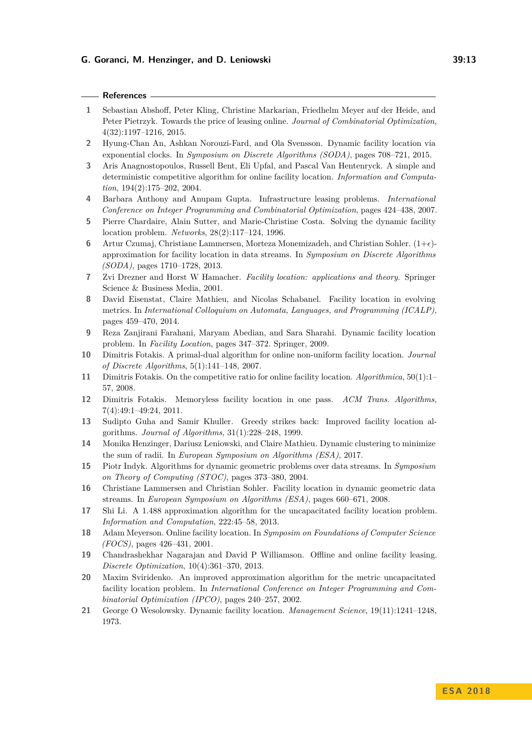## References

1. Sebastian Abshoff, Peter Kling, Christine Markarian, Friedhelm Meyer auf der Heide, and Peter Pietrzyk. Towards the price of leasing online. *Journal of Combinatorial Optimization*, 4(32):1197–1216, 2015.
2. Hyung-Chan An, Ashkan Norouzi-Fard, and Ola Svensson. Dynamic facility location via exponential clocks. In *Symposium on Discrete Algorithms (SODA)*, pages 708–721, 2015.
3. Aris Anagnostopoulos, Russell Bent, Eli Upfal, and Pascal Van Hentenryck. A simple and deterministic competitive algorithm for online facility location. *Information and Computation*, 194(2):175–202, 2004.
4. Barbara Anthony and Anupam Gupta. Infrastructure leasing problems. *International Conference on Integer Programming and Combinatorial Optimization*, pages 424–438, 2007.
5. Pierre Chardaire, Alain Sutter, and Marie-Christine Costa. Solving the dynamic facility location problem. *Networks*, 28(2):117–124, 1996.
6. Artur Czumaj, Christiane Lammersen, Morteza Monemizadeh, and Christian Sohler. $(1+\epsilon)$-approximation for facility location in data streams. In *Symposium on Discrete Algorithms (SODA)*, pages 1710–1728, 2013.
7. Zvi Drezner and Horst W Hamacher. *Facility location: applications and theory*. Springer Science & Business Media, 2001.
8. David Eisenstat, Claire Mathieu, and Nicolas Schabanel. Facility location in evolving metrics. In *International Colloquium on Automata, Languages, and Programming (ICALP)*, pages 459–470, 2014.
9. Reza Zanjirani Farahani, Maryam Abedian, and Sara Sharahi. Dynamic facility location problem. In *Facility Location*, pages 347–372. Springer, 2009.
10. Dimitris Fotakis. A primal-dual algorithm for online non-uniform facility location. *Journal of Discrete Algorithms*, 5(1):141–148, 2007.
11. Dimitris Fotakis. On the competitive ratio for online facility location. *Algorithmica*, 50(1):1–57, 2008.
12. Dimitris Fotakis. Memoryless facility location in one pass. *ACM Trans. Algorithms*, 7(4):49:1–49:24, 2011.
13. Sudipto Guha and Samir Khuller. Greedy strikes back: Improved facility location algorithms. *Journal of Algorithms*, 31(1):228–248, 1999.
14. Monika Henzinger, Dariusz Leniowski, and Claire Mathieu. Dynamic clustering to minimize the sum of radii. In *European Symposium on Algorithms (ESA)*, 2017.
15. Piotr Indyk. Algorithms for dynamic geometric problems over data streams. In *Symposium on Theory of Computing (STOC)*, pages 373–380, 2004.
16. Christiane Lammersen and Christian Sohler. Facility location in dynamic geometric data streams. In *European Symposium on Algorithms (ESA)*, pages 660–671, 2008.
17. Shi Li. A 1.488 approximation algorithm for the uncapacitated facility location problem. *Information and Computation*, 222:45–58, 2013.
18. Adam Meyerson. Online facility location. In *Symposim on Foundations of Computer Science (FOCS)*, pages 426–431, 2001.
19. Chandrashekhar Nagarajan and David P Williamson. Offline and online facility leasing. *Discrete Optimization*, 10(4):361–370, 2013.
20. Maxim Sviridenko. An improved approximation algorithm for the metric uncapacitated facility location problem. In *International Conference on Integer Programming and Combinatorial Optimization (IPCO)*, pages 240–257, 2002.
21. George O Wesolowsky. Dynamic facility location. *Management Science*, 19(11):1241–1248, 1973.